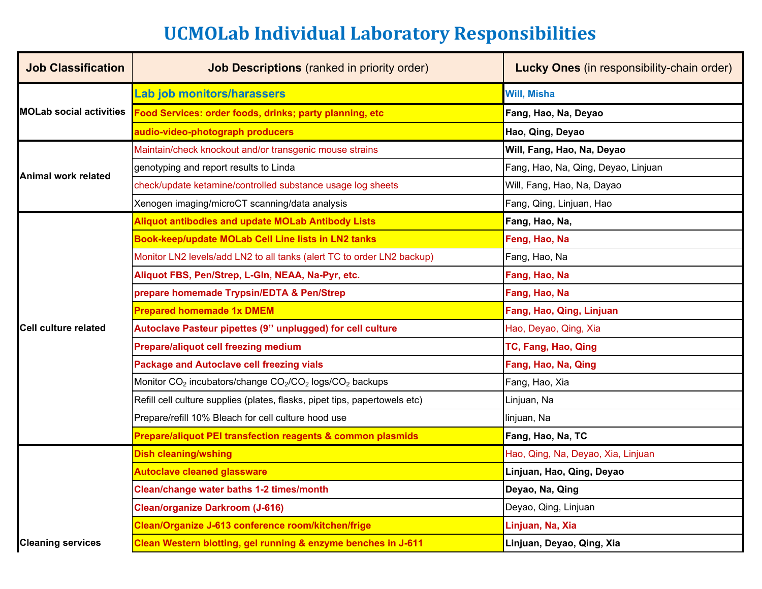# UCMOLab Individual Laboratory Responsibilities

| Job Classification | Job Descriptions (ranked in priority order) | Lucky Ones (in responsibility-chain order) |
|---|---|---|
| MOLab social activities | **Lab job monitors/harassers** | Will, Misha |
| | **Food Services: order foods, drinks; party planning, etc** | **Fang, Hao, Na, Deyao** |
| | **audio-video-photograph producers** | **Hao, Qing, Deyao** |
| Animal work related | Maintain/check knockout and/or transgenic mouse strains | **Will, Fang, Hao, Na, Deyao** |
| | genotyping and report results to Linda | Fang, Hao, Na, Qing, Deyao, Linjuan |
| | check/update ketamine/controlled substance usage log sheets | Will, Fang, Hao, Na, Dayao |
| | Xenogen imaging/microCT scanning/data analysis | Fang, Qing, Linjuan, Hao |
| Cell culture related | **Aliquot antibodies and update MOLab Antibody Lists** | **Fang, Hao, Na,** |
| | **Book-keep/update MOLab Cell Line lists in LN2 tanks** | **Feng, Hao, Na** |
| | Monitor LN2 levels/add LN2 to all tanks (alert TC to order LN2 backup) | Fang, Hao, Na |
| | **Aliquot FBS, Pen/Strep, L-Gln, NEAA, Na-Pyr, etc.** | **Fang, Hao, Na** |
| | **prepare homemade Trypsin/EDTA & Pen/Strep** | **Fang, Hao, Na** |
| | **Prepared homemade 1x DMEM** | **Fang, Hao, Qing, Linjuan** |
| | **Autoclave Pasteur pipettes (9'' unplugged) for cell culture** | Hao, Deyao, Qing, Xia |
| | **Prepare/aliquot cell freezing medium** | **TC, Fang, Hao, Qing** |
| | **Package and Autoclave cell freezing vials** | **Fang, Hao, Na, Qing** |
| | Monitor $CO_2$ incubators/change $CO_2$/$CO_2$ logs/$CO_2$ backups | Fang, Hao, Xia |
| | Refill cell culture supplies (plates, flasks, pipet tips, papertowels etc) | Linjuan, Na |
| | Prepare/refill 10% Bleach for cell culture hood use | linjuan, Na |
| | **Prepare/aliquot PEI transfection reagents & common plasmids** | **Fang, Hao, Na, TC** |
| Cleaning services | **Dish cleaning/wshing** | Hao, Qing, Na, Deyao, Xia, Linjuan |
| | **Autoclave cleaned glassware** | **Linjuan, Hao, Qing, Deyao** |
| | **Clean/change water baths 1-2 times/month** | **Deyao, Na, Qing** |
| | **Clean/organize Darkroom (J-616)** | Deyao, Qing, Linjuan |
| | **Clean/Organize J-613 conference room/kitchen/frige** | **Linjuan, Na, Xia** |
| | **Clean Western blotting, gel running & enzyme benches in J-611** | **Linjuan, Deyao, Qing, Xia** |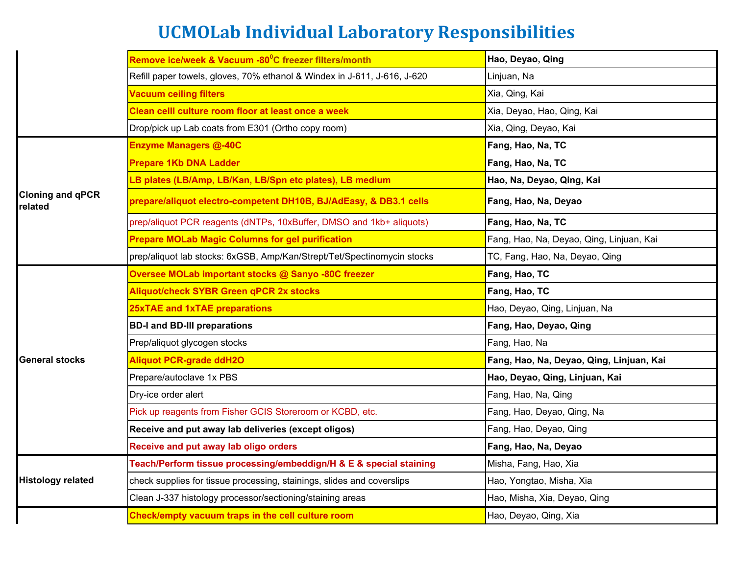# UCMOLab Individual Laboratory Responsibilities

| | | |
|---|---|---|
| | **Remove ice/week & Vacuum -80$^{0}$C freezer filters/month** | **Hao, Deyao, Qing** |
| | Refill paper towels, gloves, 70% ethanol & Windex in J-611, J-616, J-620 | Linjuan, Na |
| | **Vacuum ceiling filters** | Xia, Qing, Kai |
| | **Clean celll culture room floor at least once a week** | Xia, Deyao, Hao, Qing, Kai |
| | Drop/pick up Lab coats from E301 (Ortho copy room) | Xia, Qing, Deyao, Kai |
| **Cloning and qPCR related** | **Enzyme Managers @-40C** | **Fang, Hao, Na, TC** |
| | **Prepare 1Kb DNA Ladder** | **Fang, Hao, Na, TC** |
| | **LB plates (LB/Amp, LB/Kan, LB/Spn etc plates), LB medium** | **Hao, Na, Deyao, Qing, Kai** |
| | **prepare/aliquot electro-competent DH10B, BJ/AdEasy, & DB3.1 cells** | **Fang, Hao, Na, Deyao** |
| | prep/aliquot PCR reagents (dNTPs, 10xBuffer, DMSO and 1kb+ aliquots) | **Fang, Hao, Na, TC** |
| | **Prepare MOLab Magic Columns for gel purification** | Fang, Hao, Na, Deyao, Qing, Linjuan, Kai |
| | prep/aliquot lab stocks: 6xGSB, Amp/Kan/Strept/Tet/Spectinomycin stocks | TC, Fang, Hao, Na, Deyao, Qing |
| **General stocks** | **Oversee MOLab important stocks @ Sanyo -80C freezer** | **Fang, Hao, TC** |
| | **Aliquot/check SYBR Green qPCR 2x stocks** | **Fang, Hao, TC** |
| | **25xTAE and 1xTAE preparations** | Hao, Deyao, Qing, Linjuan, Na |
| | **BD-I and BD-III preparations** | **Fang, Hao, Deyao, Qing** |
| | Prep/aliquot glycogen stocks | Fang, Hao, Na |
| | **Aliquot PCR-grade ddH2O** | **Fang, Hao, Na, Deyao, Qing, Linjuan, Kai** |
| | Prepare/autoclave 1x PBS | **Hao, Deyao, Qing, Linjuan, Kai** |
| | Dry-ice order alert | Fang, Hao, Na, Qing |
| | Pick up reagents from Fisher GCIS Storeroom or KCBD, etc. | Fang, Hao, Deyao, Qing, Na |
| | **Receive and put away lab deliveries (except oligos)** | Fang, Hao, Deyao, Qing |
| | **Receive and put away lab oligo orders** | **Fang, Hao, Na, Deyao** |
| **Histology related** | **Teach/Perform tissue processing/embeddign/H & E & special staining** | Misha, Fang, Hao, Xia |
| | check supplies for tissue processing, stainings, slides and coverslips | Hao, Yongtao, Misha, Xia |
| | Clean J-337 histology processor/sectioning/staining areas | Hao, Misha, Xia, Deyao, Qing |
| | **Check/empty vacuum traps in the cell culture room** | Hao, Deyao, Qing, Xia |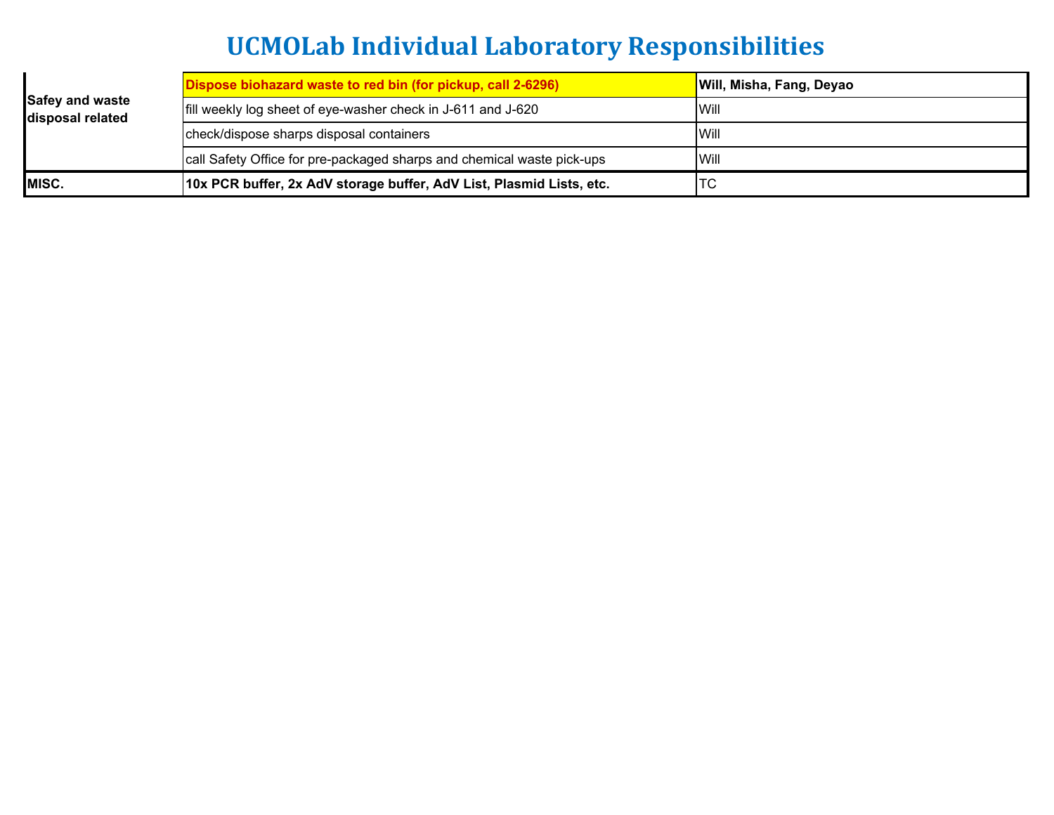# UCMOLab Individual Laboratory Responsibilities

| | | |
|---|---|---|
| **Safey and waste disposal related** | **Dispose biohazard waste to red bin (for pickup, call 2-6296)** | **Will, Misha, Fang, Deyao** |
| | fill weekly log sheet of eye-washer check in J-611 and J-620 | Will |
| | check/dispose sharps disposal containers | Will |
| | call Safety Office for pre-packaged sharps and chemical waste pick-ups | Will |
| **MISC.** | **10x PCR buffer, 2x AdV storage buffer, AdV List, Plasmid Lists, etc.** | TC |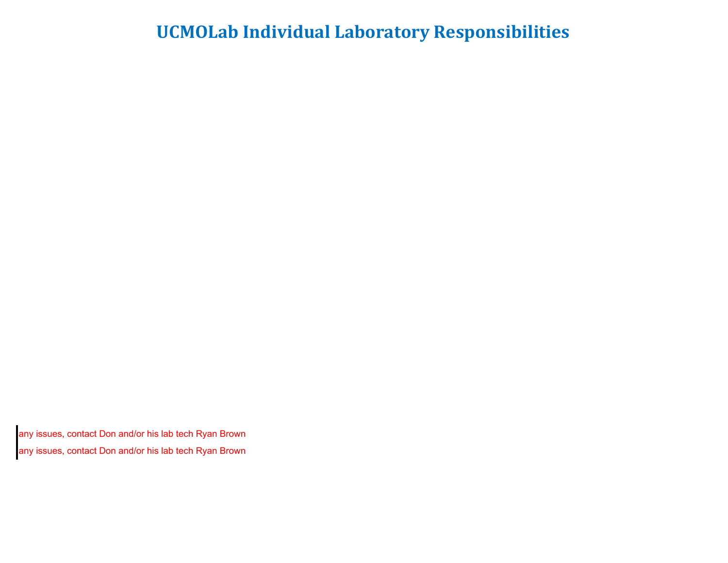# UCMOLab Individual Laboratory Responsibilities

any issues, contact Don and/or his lab tech Ryan Brown

any issues, contact Don and/or his lab tech Ryan Brown